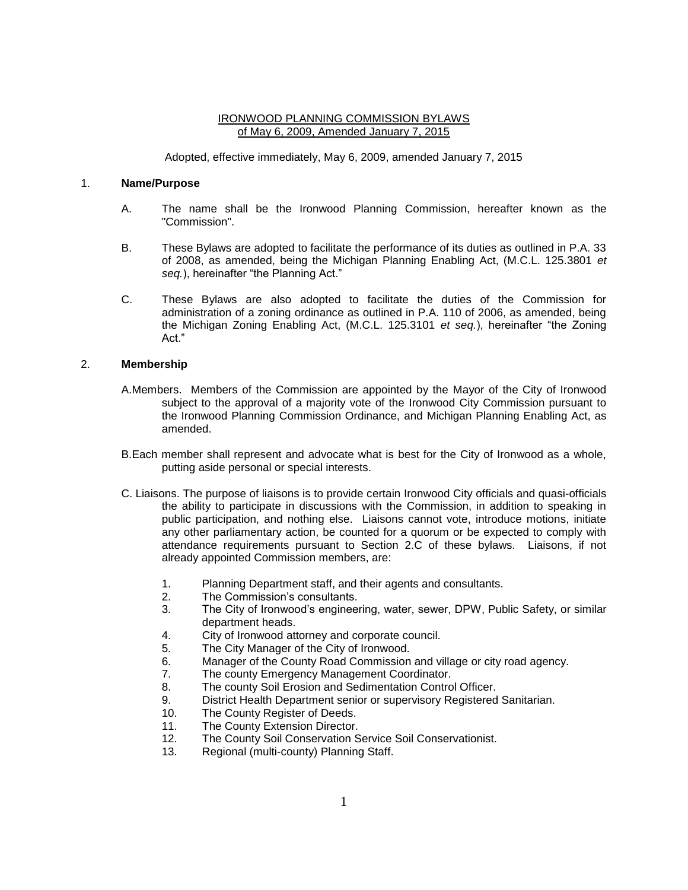# IRONWOOD PLANNING COMMISSION BYLAWS of May 6, 2009, Amended January 7, 2015

Adopted, effective immediately, May 6, 2009, amended January 7, 2015

## 1. **Name/Purpose**

A. The name shall be the Ironwood Planning Commission, hereafter known as the "Commission".

B. These Bylaws are adopted to facilitate the performance of its duties as outlined in P.A. 33 of 2008, as amended, being the Michigan Planning Enabling Act, (M.C.L. 125.3801 *et seq.*), hereinafter "the Planning Act."

C. These Bylaws are also adopted to facilitate the duties of the Commission for administration of a zoning ordinance as outlined in P.A. 110 of 2006, as amended, being the Michigan Zoning Enabling Act, (M.C.L. 125.3101 *et seq.*), hereinafter "the Zoning Act."

## 2. **Membership**

A. Members. Members of the Commission are appointed by the Mayor of the City of Ironwood subject to the approval of a majority vote of the Ironwood City Commission pursuant to the Ironwood Planning Commission Ordinance, and Michigan Planning Enabling Act, as amended.

B. Each member shall represent and advocate what is best for the City of Ironwood as a whole, putting aside personal or special interests.

C. Liaisons. The purpose of liaisons is to provide certain Ironwood City officials and quasi-officials the ability to participate in discussions with the Commission, in addition to speaking in public participation, and nothing else. Liaisons cannot vote, introduce motions, initiate any other parliamentary action, be counted for a quorum or be expected to comply with attendance requirements pursuant to Section 2.C of these bylaws. Liaisons, if not already appointed Commission members, are:

1. Planning Department staff, and their agents and consultants.
2. The Commission's consultants.
3. The City of Ironwood's engineering, water, sewer, DPW, Public Safety, or similar department heads.
4. City of Ironwood attorney and corporate council.
5. The City Manager of the City of Ironwood.
6. Manager of the County Road Commission and village or city road agency.
7. The county Emergency Management Coordinator.
8. The county Soil Erosion and Sedimentation Control Officer.
9. District Health Department senior or supervisory Registered Sanitarian.
10. The County Register of Deeds.
11. The County Extension Director.
12. The County Soil Conservation Service Soil Conservationist.
13. Regional (multi-county) Planning Staff.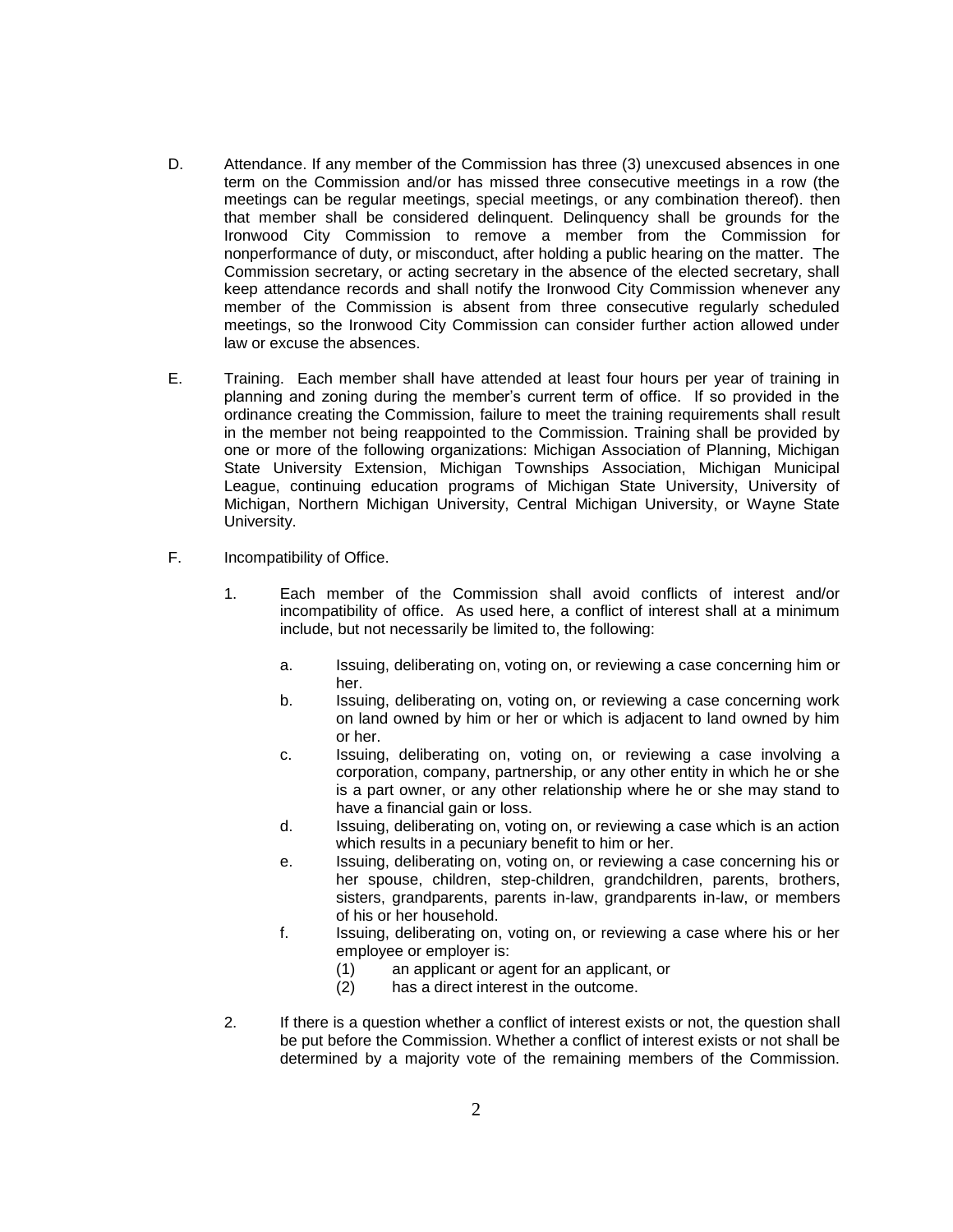D. Attendance. If any member of the Commission has three (3) unexcused absences in one term on the Commission and/or has missed three consecutive meetings in a row (the meetings can be regular meetings, special meetings, or any combination thereof). then that member shall be considered delinquent. Delinquency shall be grounds for the Ironwood City Commission to remove a member from the Commission for nonperformance of duty, or misconduct, after holding a public hearing on the matter. The Commission secretary, or acting secretary in the absence of the elected secretary, shall keep attendance records and shall notify the Ironwood City Commission whenever any member of the Commission is absent from three consecutive regularly scheduled meetings, so the Ironwood City Commission can consider further action allowed under law or excuse the absences.

E. Training. Each member shall have attended at least four hours per year of training in planning and zoning during the member's current term of office. If so provided in the ordinance creating the Commission, failure to meet the training requirements shall result in the member not being reappointed to the Commission. Training shall be provided by one or more of the following organizations: Michigan Association of Planning, Michigan State University Extension, Michigan Townships Association, Michigan Municipal League, continuing education programs of Michigan State University, University of Michigan, Northern Michigan University, Central Michigan University, or Wayne State University.

F. Incompatibility of Office.

1. Each member of the Commission shall avoid conflicts of interest and/or incompatibility of office. As used here, a conflict of interest shall at a minimum include, but not necessarily be limited to, the following:

   a. Issuing, deliberating on, voting on, or reviewing a case concerning him or her.
   b. Issuing, deliberating on, voting on, or reviewing a case concerning work on land owned by him or her or which is adjacent to land owned by him or her.
   c. Issuing, deliberating on, voting on, or reviewing a case involving a corporation, company, partnership, or any other entity in which he or she is a part owner, or any other relationship where he or she may stand to have a financial gain or loss.
   d. Issuing, deliberating on, voting on, or reviewing a case which is an action which results in a pecuniary benefit to him or her.
   e. Issuing, deliberating on, voting on, or reviewing a case concerning his or her spouse, children, step-children, grandchildren, parents, brothers, sisters, grandparents, parents in-law, grandparents in-law, or members of his or her household.
   f. Issuing, deliberating on, voting on, or reviewing a case where his or her employee or employer is:
      (1) an applicant or agent for an applicant, or
      (2) has a direct interest in the outcome.

2. If there is a question whether a conflict of interest exists or not, the question shall be put before the Commission. Whether a conflict of interest exists or not shall be determined by a majority vote of the remaining members of the Commission.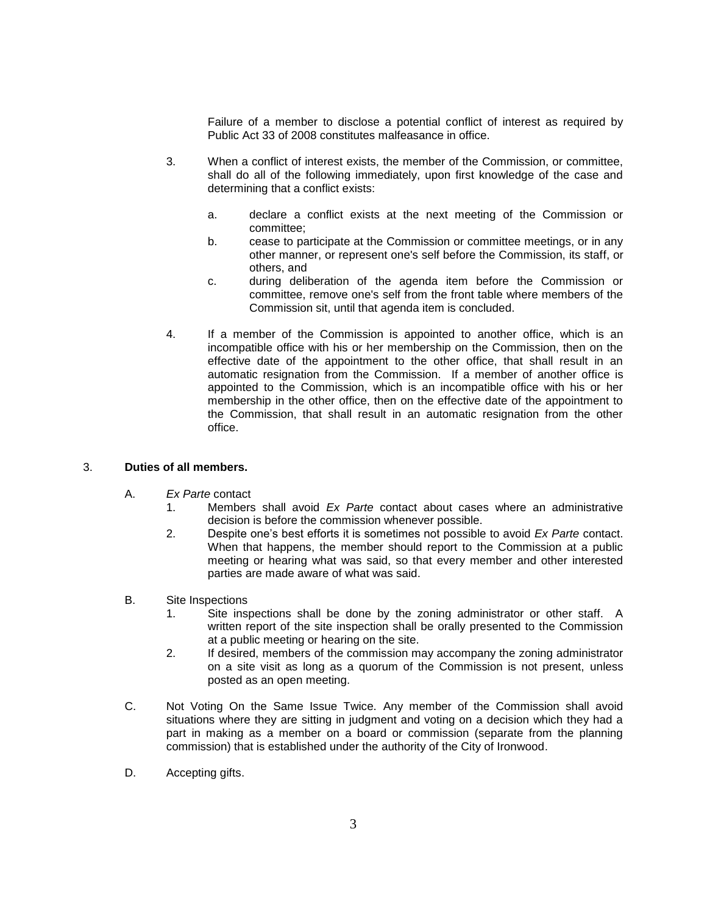Failure of a member to disclose a potential conflict of interest as required by Public Act 33 of 2008 constitutes malfeasance in office.

3. When a conflict of interest exists, the member of the Commission, or committee, shall do all of the following immediately, upon first knowledge of the case and determining that a conflict exists:

   a. declare a conflict exists at the next meeting of the Commission or committee;
   b. cease to participate at the Commission or committee meetings, or in any other manner, or represent one's self before the Commission, its staff, or others, and
   c. during deliberation of the agenda item before the Commission or committee, remove one's self from the front table where members of the Commission sit, until that agenda item is concluded.

4. If a member of the Commission is appointed to another office, which is an incompatible office with his or her membership on the Commission, then on the effective date of the appointment to the other office, that shall result in an automatic resignation from the Commission. If a member of another office is appointed to the Commission, which is an incompatible office with his or her membership in the other office, then on the effective date of the appointment to the Commission, that shall result in an automatic resignation from the other office.

3. **Duties of all members.**

A. *Ex Parte* contact
   1. Members shall avoid *Ex Parte* contact about cases where an administrative decision is before the commission whenever possible.
   2. Despite one's best efforts it is sometimes not possible to avoid *Ex Parte* contact. When that happens, the member should report to the Commission at a public meeting or hearing what was said, so that every member and other interested parties are made aware of what was said.

B. Site Inspections
   1. Site inspections shall be done by the zoning administrator or other staff. A written report of the site inspection shall be orally presented to the Commission at a public meeting or hearing on the site.
   2. If desired, members of the commission may accompany the zoning administrator on a site visit as long as a quorum of the Commission is not present, unless posted as an open meeting.

C. Not Voting On the Same Issue Twice. Any member of the Commission shall avoid situations where they are sitting in judgment and voting on a decision which they had a part in making as a member on a board or commission (separate from the planning commission) that is established under the authority of the City of Ironwood.

D. Accepting gifts.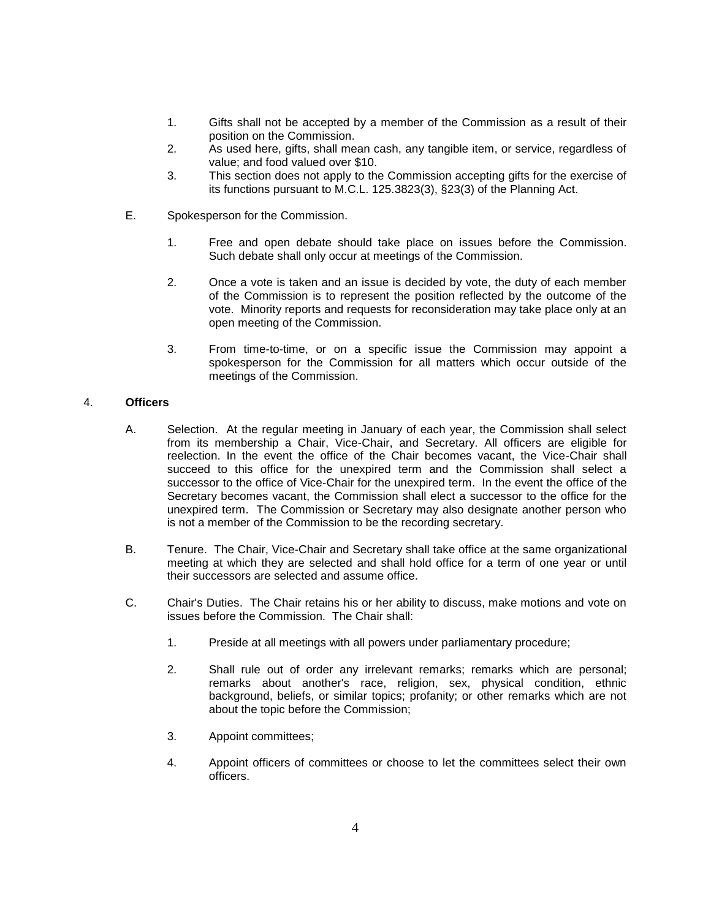1. Gifts shall not be accepted by a member of the Commission as a result of their position on the Commission.
2. As used here, gifts, shall mean cash, any tangible item, or service, regardless of value; and food valued over $10.
3. This section does not apply to the Commission accepting gifts for the exercise of its functions pursuant to M.C.L. 125.3823(3), §23(3) of the Planning Act.

E. Spokesperson for the Commission.

1. Free and open debate should take place on issues before the Commission. Such debate shall only occur at meetings of the Commission.

2. Once a vote is taken and an issue is decided by vote, the duty of each member of the Commission is to represent the position reflected by the outcome of the vote. Minority reports and requests for reconsideration may take place only at an open meeting of the Commission.

3. From time-to-time, or on a specific issue the Commission may appoint a spokesperson for the Commission for all matters which occur outside of the meetings of the Commission.

## 4. **Officers**

A. Selection. At the regular meeting in January of each year, the Commission shall select from its membership a Chair, Vice-Chair, and Secretary. All officers are eligible for reelection. In the event the office of the Chair becomes vacant, the Vice-Chair shall succeed to this office for the unexpired term and the Commission shall select a successor to the office of Vice-Chair for the unexpired term. In the event the office of the Secretary becomes vacant, the Commission shall elect a successor to the office for the unexpired term. The Commission or Secretary may also designate another person who is not a member of the Commission to be the recording secretary.

B. Tenure. The Chair, Vice-Chair and Secretary shall take office at the same organizational meeting at which they are selected and shall hold office for a term of one year or until their successors are selected and assume office.

C. Chair's Duties. The Chair retains his or her ability to discuss, make motions and vote on issues before the Commission. The Chair shall:

1. Preside at all meetings with all powers under parliamentary procedure;

2. Shall rule out of order any irrelevant remarks; remarks which are personal; remarks about another's race, religion, sex, physical condition, ethnic background, beliefs, or similar topics; profanity; or other remarks which are not about the topic before the Commission;

3. Appoint committees;

4. Appoint officers of committees or choose to let the committees select their own officers.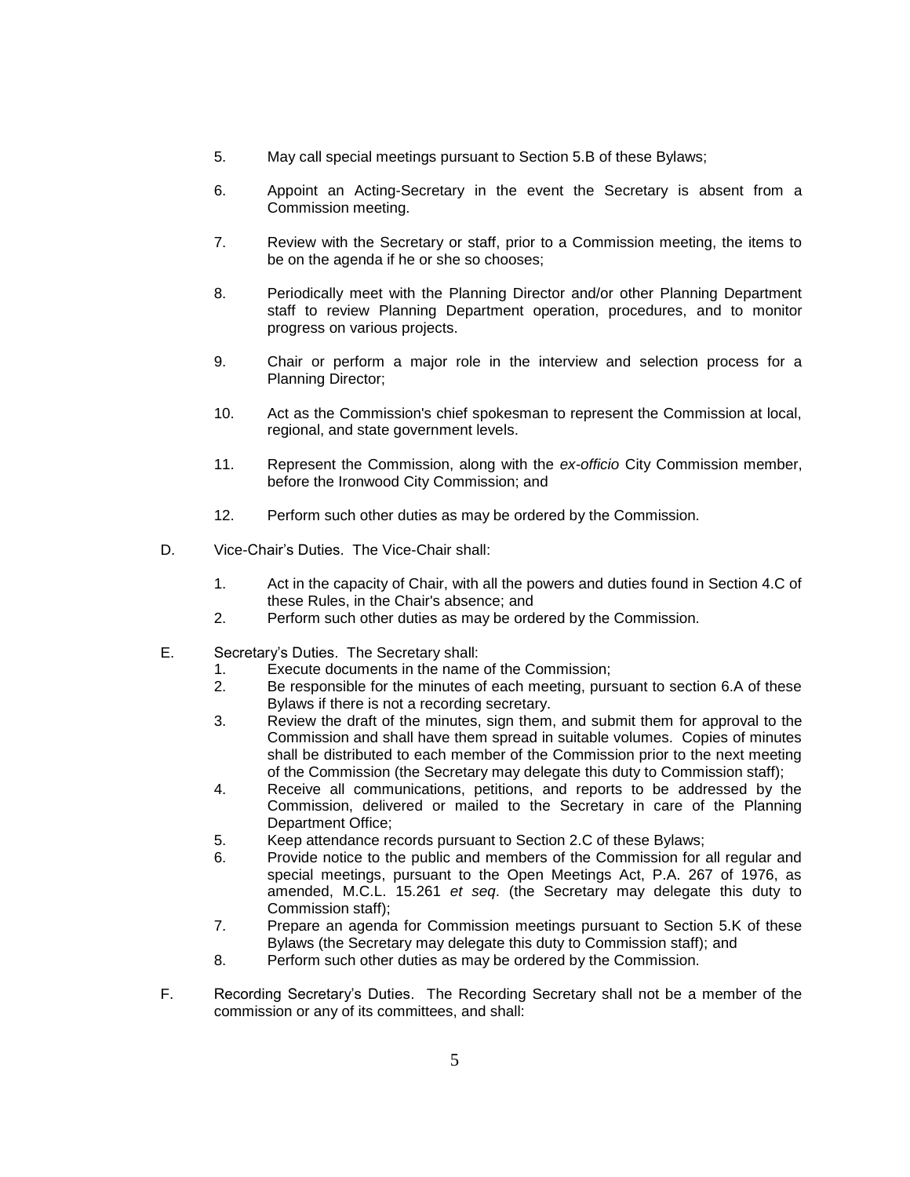5. May call special meetings pursuant to Section 5.B of these Bylaws;

6. Appoint an Acting-Secretary in the event the Secretary is absent from a Commission meeting.

7. Review with the Secretary or staff, prior to a Commission meeting, the items to be on the agenda if he or she so chooses;

8. Periodically meet with the Planning Director and/or other Planning Department staff to review Planning Department operation, procedures, and to monitor progress on various projects.

9. Chair or perform a major role in the interview and selection process for a Planning Director;

10. Act as the Commission's chief spokesman to represent the Commission at local, regional, and state government levels.

11. Represent the Commission, along with the *ex-officio* City Commission member, before the Ironwood City Commission; and

12. Perform such other duties as may be ordered by the Commission.

D. Vice-Chair's Duties. The Vice-Chair shall:

1. Act in the capacity of Chair, with all the powers and duties found in Section 4.C of these Rules, in the Chair's absence; and
2. Perform such other duties as may be ordered by the Commission.

E. Secretary's Duties. The Secretary shall:

1. Execute documents in the name of the Commission;
2. Be responsible for the minutes of each meeting, pursuant to section 6.A of these Bylaws if there is not a recording secretary.
3. Review the draft of the minutes, sign them, and submit them for approval to the Commission and shall have them spread in suitable volumes. Copies of minutes shall be distributed to each member of the Commission prior to the next meeting of the Commission (the Secretary may delegate this duty to Commission staff);
4. Receive all communications, petitions, and reports to be addressed by the Commission, delivered or mailed to the Secretary in care of the Planning Department Office;
5. Keep attendance records pursuant to Section 2.C of these Bylaws;
6. Provide notice to the public and members of the Commission for all regular and special meetings, pursuant to the Open Meetings Act, P.A. 267 of 1976, as amended, M.C.L. 15.261 *et seq*. (the Secretary may delegate this duty to Commission staff);
7. Prepare an agenda for Commission meetings pursuant to Section 5.K of these Bylaws (the Secretary may delegate this duty to Commission staff); and
8. Perform such other duties as may be ordered by the Commission.

F. Recording Secretary's Duties. The Recording Secretary shall not be a member of the commission or any of its committees, and shall: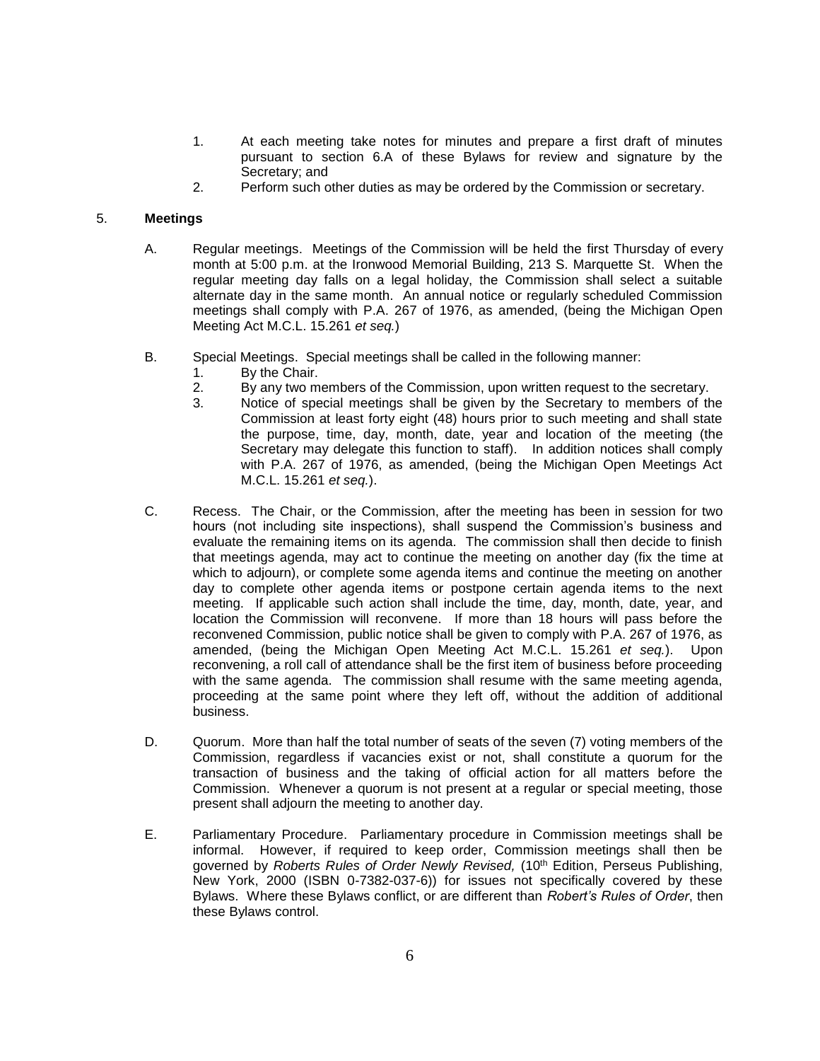1. At each meeting take notes for minutes and prepare a first draft of minutes pursuant to section 6.A of these Bylaws for review and signature by the Secretary; and
2. Perform such other duties as may be ordered by the Commission or secretary.

5. **Meetings**

A. Regular meetings. Meetings of the Commission will be held the first Thursday of every month at 5:00 p.m. at the Ironwood Memorial Building, 213 S. Marquette St. When the regular meeting day falls on a legal holiday, the Commission shall select a suitable alternate day in the same month. An annual notice or regularly scheduled Commission meetings shall comply with P.A. 267 of 1976, as amended, (being the Michigan Open Meeting Act M.C.L. 15.261 *et seq.*)

B. Special Meetings. Special meetings shall be called in the following manner:
   1. By the Chair.
   2. By any two members of the Commission, upon written request to the secretary.
   3. Notice of special meetings shall be given by the Secretary to members of the Commission at least forty eight (48) hours prior to such meeting and shall state the purpose, time, day, month, date, year and location of the meeting (the Secretary may delegate this function to staff). In addition notices shall comply with P.A. 267 of 1976, as amended, (being the Michigan Open Meetings Act M.C.L. 15.261 *et seq.*).

C. Recess. The Chair, or the Commission, after the meeting has been in session for two hours (not including site inspections), shall suspend the Commission's business and evaluate the remaining items on its agenda. The commission shall then decide to finish that meetings agenda, may act to continue the meeting on another day (fix the time at which to adjourn), or complete some agenda items and continue the meeting on another day to complete other agenda items or postpone certain agenda items to the next meeting. If applicable such action shall include the time, day, month, date, year, and location the Commission will reconvene. If more than 18 hours will pass before the reconvened Commission, public notice shall be given to comply with P.A. 267 of 1976, as amended, (being the Michigan Open Meeting Act M.C.L. 15.261 *et seq.*). Upon reconvening, a roll call of attendance shall be the first item of business before proceeding with the same agenda. The commission shall resume with the same meeting agenda, proceeding at the same point where they left off, without the addition of additional business.

D. Quorum. More than half the total number of seats of the seven (7) voting members of the Commission, regardless if vacancies exist or not, shall constitute a quorum for the transaction of business and the taking of official action for all matters before the Commission. Whenever a quorum is not present at a regular or special meeting, those present shall adjourn the meeting to another day.

E. Parliamentary Procedure. Parliamentary procedure in Commission meetings shall be informal. However, if required to keep order, Commission meetings shall then be governed by *Roberts Rules of Order Newly Revised,* (10th Edition, Perseus Publishing, New York, 2000 (ISBN 0-7382-037-6)) for issues not specifically covered by these Bylaws. Where these Bylaws conflict, or are different than *Robert's Rules of Order*, then these Bylaws control.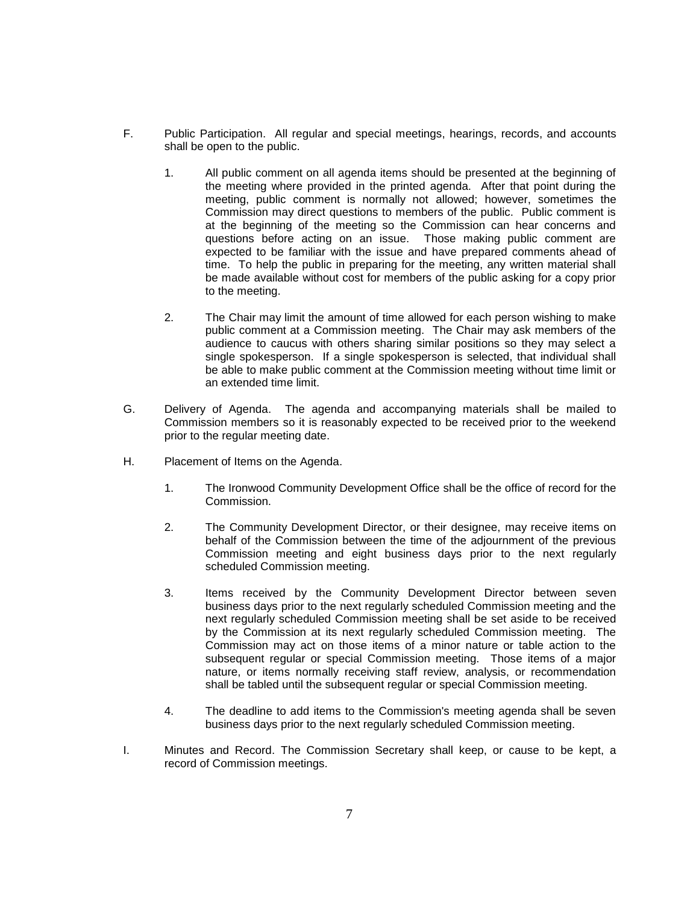F. Public Participation. All regular and special meetings, hearings, records, and accounts shall be open to the public.

   1. All public comment on all agenda items should be presented at the beginning of the meeting where provided in the printed agenda. After that point during the meeting, public comment is normally not allowed; however, sometimes the Commission may direct questions to members of the public. Public comment is at the beginning of the meeting so the Commission can hear concerns and questions before acting on an issue. Those making public comment are expected to be familiar with the issue and have prepared comments ahead of time. To help the public in preparing for the meeting, any written material shall be made available without cost for members of the public asking for a copy prior to the meeting.

   2. The Chair may limit the amount of time allowed for each person wishing to make public comment at a Commission meeting. The Chair may ask members of the audience to caucus with others sharing similar positions so they may select a single spokesperson. If a single spokesperson is selected, that individual shall be able to make public comment at the Commission meeting without time limit or an extended time limit.

G. Delivery of Agenda. The agenda and accompanying materials shall be mailed to Commission members so it is reasonably expected to be received prior to the weekend prior to the regular meeting date.

H. Placement of Items on the Agenda.

   1. The Ironwood Community Development Office shall be the office of record for the Commission.

   2. The Community Development Director, or their designee, may receive items on behalf of the Commission between the time of the adjournment of the previous Commission meeting and eight business days prior to the next regularly scheduled Commission meeting.

   3. Items received by the Community Development Director between seven business days prior to the next regularly scheduled Commission meeting and the next regularly scheduled Commission meeting shall be set aside to be received by the Commission at its next regularly scheduled Commission meeting. The Commission may act on those items of a minor nature or table action to the subsequent regular or special Commission meeting. Those items of a major nature, or items normally receiving staff review, analysis, or recommendation shall be tabled until the subsequent regular or special Commission meeting.

   4. The deadline to add items to the Commission's meeting agenda shall be seven business days prior to the next regularly scheduled Commission meeting.

I. Minutes and Record. The Commission Secretary shall keep, or cause to be kept, a record of Commission meetings.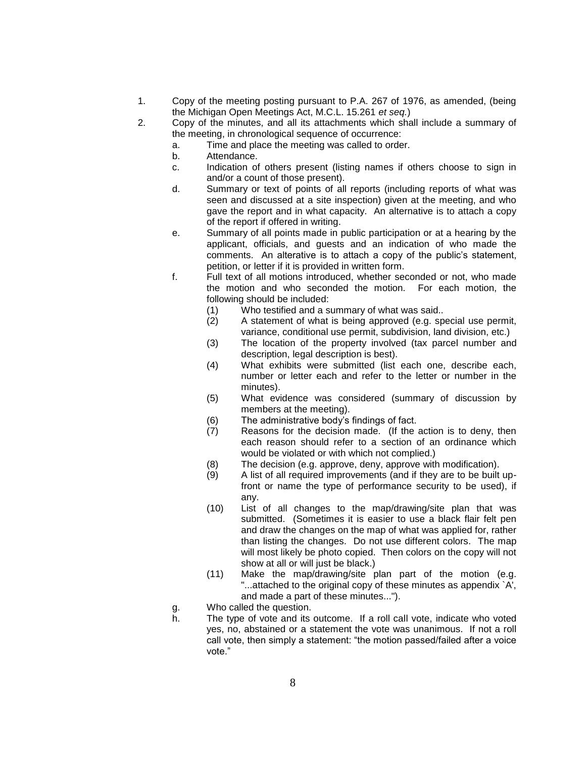1. Copy of the meeting posting pursuant to P.A. 267 of 1976, as amended, (being the Michigan Open Meetings Act, M.C.L. 15.261 *et seq.*)
2. Copy of the minutes, and all its attachments which shall include a summary of the meeting, in chronological sequence of occurrence:
   a. Time and place the meeting was called to order.
   b. Attendance.
   c. Indication of others present (listing names if others choose to sign in and/or a count of those present).
   d. Summary or text of points of all reports (including reports of what was seen and discussed at a site inspection) given at the meeting, and who gave the report and in what capacity. An alternative is to attach a copy of the report if offered in writing.
   e. Summary of all points made in public participation or at a hearing by the applicant, officials, and guests and an indication of who made the comments. An alterative is to attach a copy of the public's statement, petition, or letter if it is provided in written form.
   f. Full text of all motions introduced, whether seconded or not, who made the motion and who seconded the motion. For each motion, the following should be included:
      (1) Who testified and a summary of what was said..
      (2) A statement of what is being approved (e.g. special use permit, variance, conditional use permit, subdivision, land division, etc.)
      (3) The location of the property involved (tax parcel number and description, legal description is best).
      (4) What exhibits were submitted (list each one, describe each, number or letter each and refer to the letter or number in the minutes).
      (5) What evidence was considered (summary of discussion by members at the meeting).
      (6) The administrative body's findings of fact.
      (7) Reasons for the decision made. (If the action is to deny, then each reason should refer to a section of an ordinance which would be violated or with which not complied.)
      (8) The decision (e.g. approve, deny, approve with modification).
      (9) A list of all required improvements (and if they are to be built up-front or name the type of performance security to be used), if any.
      (10) List of all changes to the map/drawing/site plan that was submitted. (Sometimes it is easier to use a black flair felt pen and draw the changes on the map of what was applied for, rather than listing the changes. Do not use different colors. The map will most likely be photo copied. Then colors on the copy will not show at all or will just be black.)
      (11) Make the map/drawing/site plan part of the motion (e.g. "...attached to the original copy of these minutes as appendix `A', and made a part of these minutes...").
   g. Who called the question.
   h. The type of vote and its outcome. If a roll call vote, indicate who voted yes, no, abstained or a statement the vote was unanimous. If not a roll call vote, then simply a statement: "the motion passed/failed after a voice vote."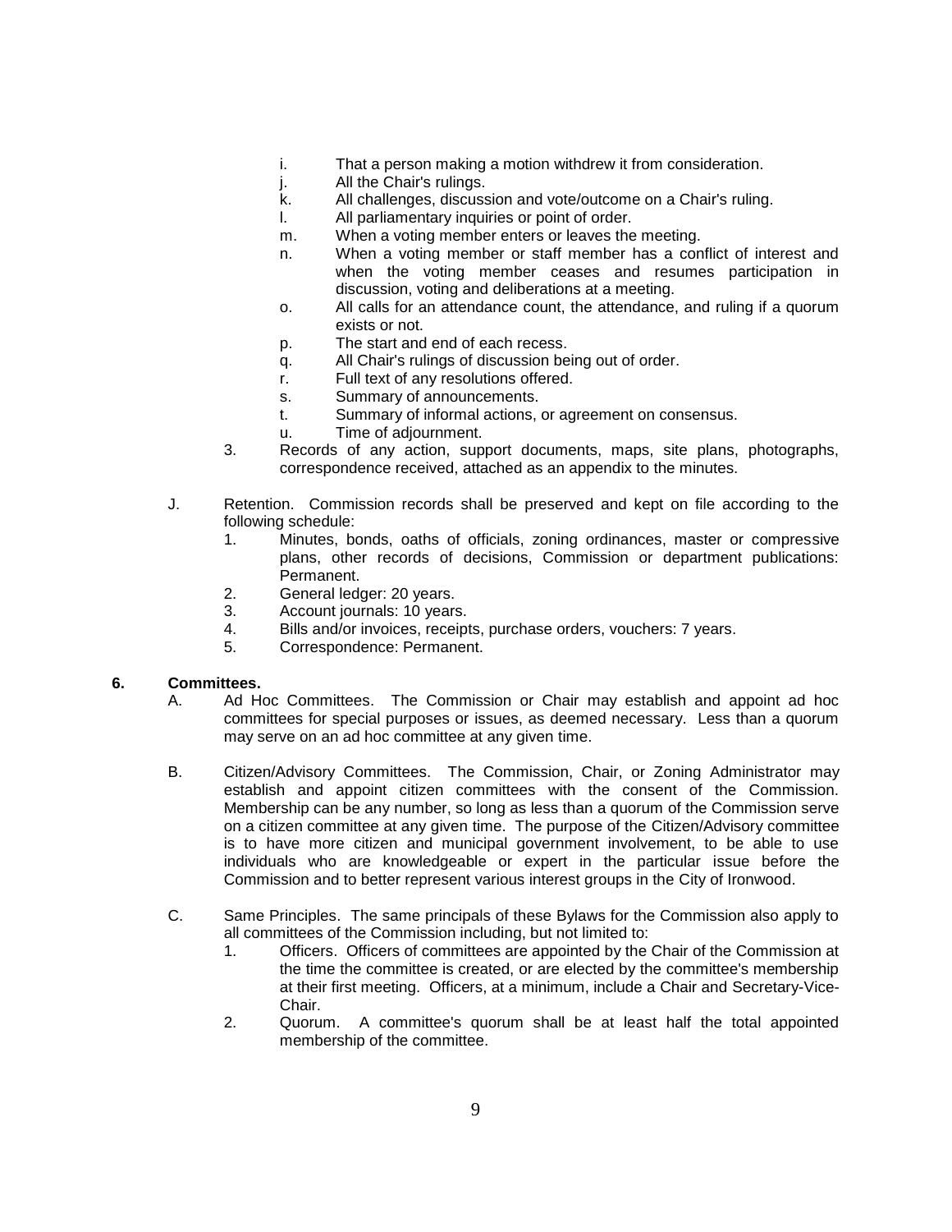i. That a person making a motion withdrew it from consideration.
j. All the Chair's rulings.
k. All challenges, discussion and vote/outcome on a Chair's ruling.
l. All parliamentary inquiries or point of order.
m. When a voting member enters or leaves the meeting.
n. When a voting member or staff member has a conflict of interest and when the voting member ceases and resumes participation in discussion, voting and deliberations at a meeting.
o. All calls for an attendance count, the attendance, and ruling if a quorum exists or not.
p. The start and end of each recess.
q. All Chair's rulings of discussion being out of order.
r. Full text of any resolutions offered.
s. Summary of announcements.
t. Summary of informal actions, or agreement on consensus.
u. Time of adjournment.

3. Records of any action, support documents, maps, site plans, photographs, correspondence received, attached as an appendix to the minutes.

J. Retention. Commission records shall be preserved and kept on file according to the following schedule:
   1. Minutes, bonds, oaths of officials, zoning ordinances, master or compressive plans, other records of decisions, Commission or department publications: Permanent.
   2. General ledger: 20 years.
   3. Account journals: 10 years.
   4. Bills and/or invoices, receipts, purchase orders, vouchers: 7 years.
   5. Correspondence: Permanent.

**6. Committees.**

A. Ad Hoc Committees. The Commission or Chair may establish and appoint ad hoc committees for special purposes or issues, as deemed necessary. Less than a quorum may serve on an ad hoc committee at any given time.

B. Citizen/Advisory Committees. The Commission, Chair, or Zoning Administrator may establish and appoint citizen committees with the consent of the Commission. Membership can be any number, so long as less than a quorum of the Commission serve on a citizen committee at any given time. The purpose of the Citizen/Advisory committee is to have more citizen and municipal government involvement, to be able to use individuals who are knowledgeable or expert in the particular issue before the Commission and to better represent various interest groups in the City of Ironwood.

C. Same Principles. The same principals of these Bylaws for the Commission also apply to all committees of the Commission including, but not limited to:
   1. Officers. Officers of committees are appointed by the Chair of the Commission at the time the committee is created, or are elected by the committee's membership at their first meeting. Officers, at a minimum, include a Chair and Secretary-Vice-Chair.
   2. Quorum. A committee's quorum shall be at least half the total appointed membership of the committee.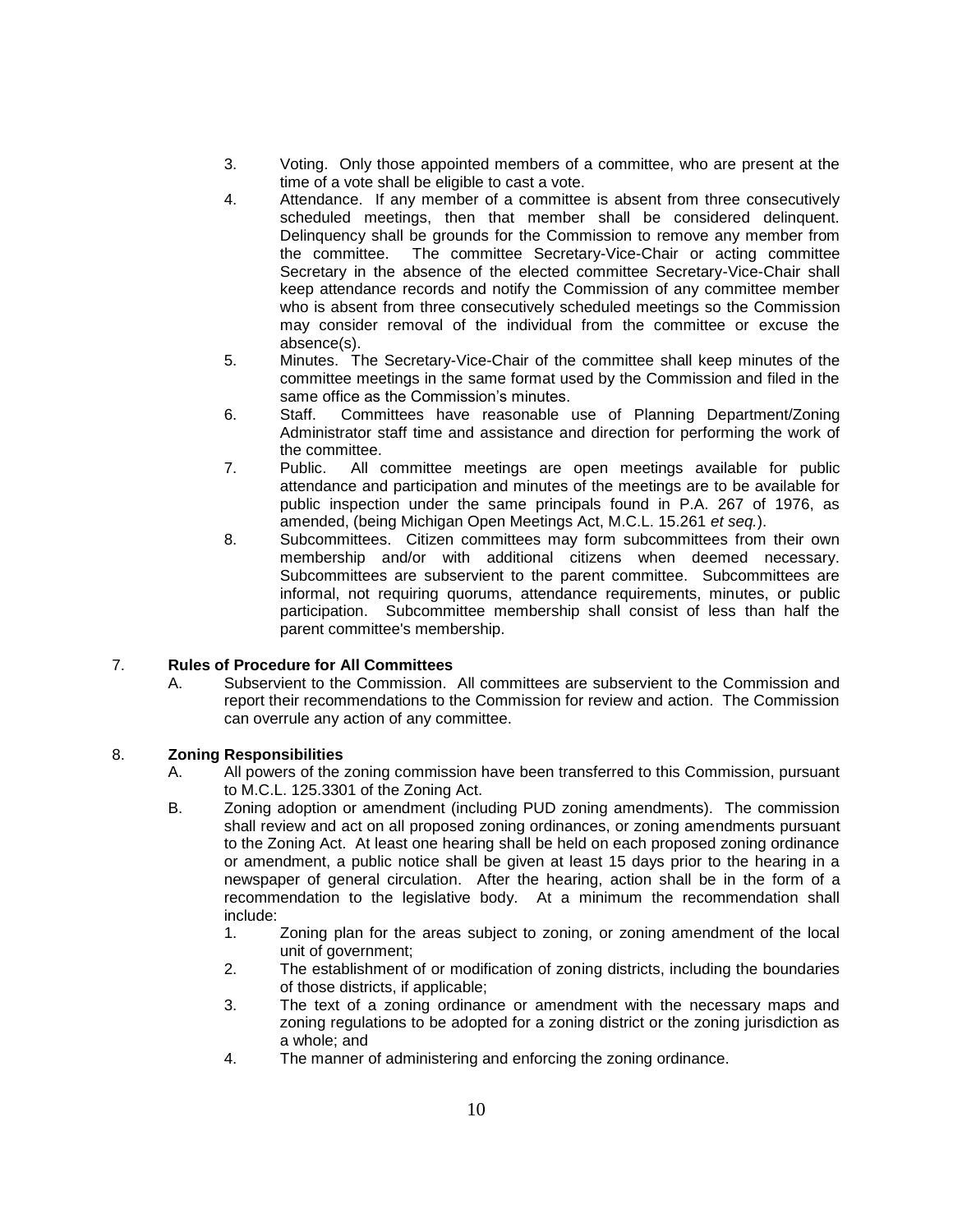3. Voting. Only those appointed members of a committee, who are present at the time of a vote shall be eligible to cast a vote.
4. Attendance. If any member of a committee is absent from three consecutively scheduled meetings, then that member shall be considered delinquent. Delinquency shall be grounds for the Commission to remove any member from the committee. The committee Secretary-Vice-Chair or acting committee Secretary in the absence of the elected committee Secretary-Vice-Chair shall keep attendance records and notify the Commission of any committee member who is absent from three consecutively scheduled meetings so the Commission may consider removal of the individual from the committee or excuse the absence(s).
5. Minutes. The Secretary-Vice-Chair of the committee shall keep minutes of the committee meetings in the same format used by the Commission and filed in the same office as the Commission's minutes.
6. Staff. Committees have reasonable use of Planning Department/Zoning Administrator staff time and assistance and direction for performing the work of the committee.
7. Public. All committee meetings are open meetings available for public attendance and participation and minutes of the meetings are to be available for public inspection under the same principals found in P.A. 267 of 1976, as amended, (being Michigan Open Meetings Act, M.C.L. 15.261 *et seq.*).
8. Subcommittees. Citizen committees may form subcommittees from their own membership and/or with additional citizens when deemed necessary. Subcommittees are subservient to the parent committee. Subcommittees are informal, not requiring quorums, attendance requirements, minutes, or public participation. Subcommittee membership shall consist of less than half the parent committee's membership.

7. **Rules of Procedure for All Committees**

   A. Subservient to the Commission. All committees are subservient to the Commission and report their recommendations to the Commission for review and action. The Commission can overrule any action of any committee.

8. **Zoning Responsibilities**

   A. All powers of the zoning commission have been transferred to this Commission, pursuant to M.C.L. 125.3301 of the Zoning Act.

   B. Zoning adoption or amendment (including PUD zoning amendments). The commission shall review and act on all proposed zoning ordinances, or zoning amendments pursuant to the Zoning Act. At least one hearing shall be held on each proposed zoning ordinance or amendment, a public notice shall be given at least 15 days prior to the hearing in a newspaper of general circulation. After the hearing, action shall be in the form of a recommendation to the legislative body. At a minimum the recommendation shall include:
      1. Zoning plan for the areas subject to zoning, or zoning amendment of the local unit of government;
      2. The establishment of or modification of zoning districts, including the boundaries of those districts, if applicable;
      3. The text of a zoning ordinance or amendment with the necessary maps and zoning regulations to be adopted for a zoning district or the zoning jurisdiction as a whole; and
      4. The manner of administering and enforcing the zoning ordinance.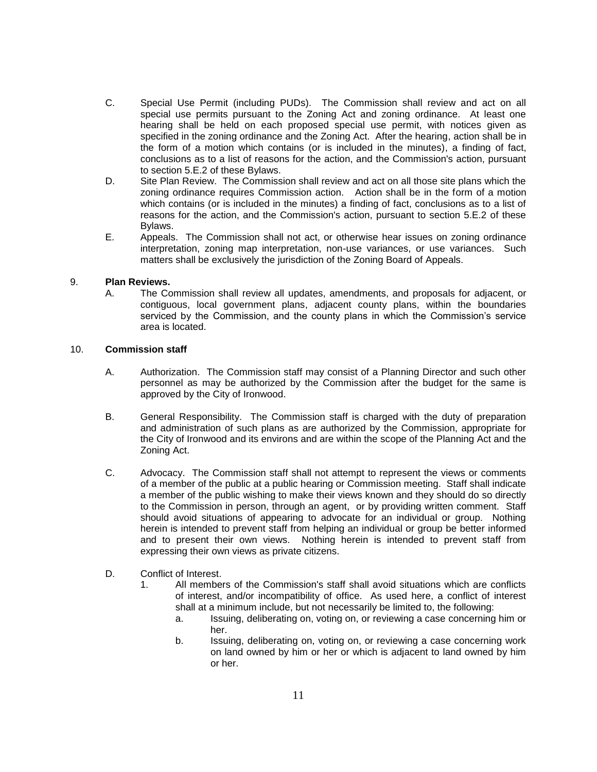C. Special Use Permit (including PUDs). The Commission shall review and act on all special use permits pursuant to the Zoning Act and zoning ordinance. At least one hearing shall be held on each proposed special use permit, with notices given as specified in the zoning ordinance and the Zoning Act. After the hearing, action shall be in the form of a motion which contains (or is included in the minutes), a finding of fact, conclusions as to a list of reasons for the action, and the Commission's action, pursuant to section 5.E.2 of these Bylaws.

D. Site Plan Review. The Commission shall review and act on all those site plans which the zoning ordinance requires Commission action. Action shall be in the form of a motion which contains (or is included in the minutes) a finding of fact, conclusions as to a list of reasons for the action, and the Commission's action, pursuant to section 5.E.2 of these Bylaws.

E. Appeals. The Commission shall not act, or otherwise hear issues on zoning ordinance interpretation, zoning map interpretation, non-use variances, or use variances. Such matters shall be exclusively the jurisdiction of the Zoning Board of Appeals.

9. **Plan Reviews.**

A. The Commission shall review all updates, amendments, and proposals for adjacent, or contiguous, local government plans, adjacent county plans, within the boundaries serviced by the Commission, and the county plans in which the Commission's service area is located.

10. **Commission staff**

A. Authorization. The Commission staff may consist of a Planning Director and such other personnel as may be authorized by the Commission after the budget for the same is approved by the City of Ironwood.

B. General Responsibility. The Commission staff is charged with the duty of preparation and administration of such plans as are authorized by the Commission, appropriate for the City of Ironwood and its environs and are within the scope of the Planning Act and the Zoning Act.

C. Advocacy. The Commission staff shall not attempt to represent the views or comments of a member of the public at a public hearing or Commission meeting. Staff shall indicate a member of the public wishing to make their views known and they should do so directly to the Commission in person, through an agent, or by providing written comment. Staff should avoid situations of appearing to advocate for an individual or group. Nothing herein is intended to prevent staff from helping an individual or group be better informed and to present their own views. Nothing herein is intended to prevent staff from expressing their own views as private citizens.

D. Conflict of Interest.

1. All members of the Commission's staff shall avoid situations which are conflicts of interest, and/or incompatibility of office. As used here, a conflict of interest shall at a minimum include, but not necessarily be limited to, the following:
    a. Issuing, deliberating on, voting on, or reviewing a case concerning him or her.
    b. Issuing, deliberating on, voting on, or reviewing a case concerning work on land owned by him or her or which is adjacent to land owned by him or her.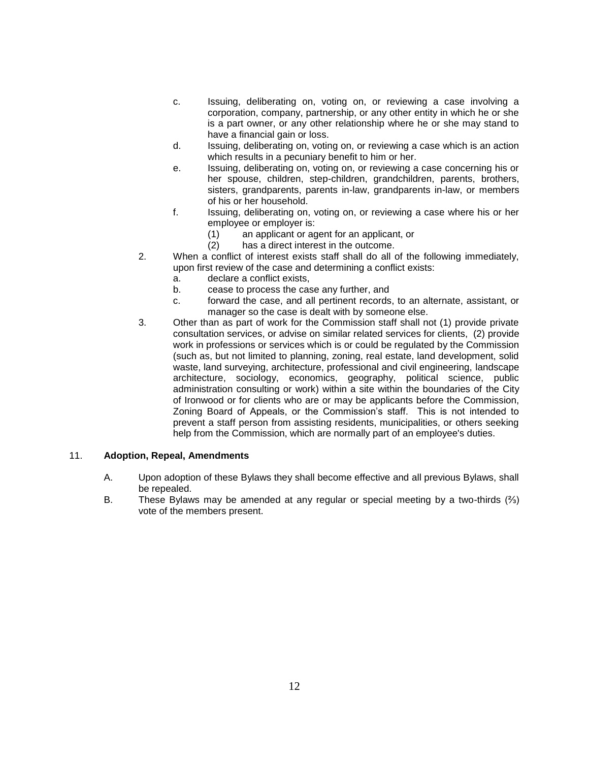c. Issuing, deliberating on, voting on, or reviewing a case involving a corporation, company, partnership, or any other entity in which he or she is a part owner, or any other relationship where he or she may stand to have a financial gain or loss.

d. Issuing, deliberating on, voting on, or reviewing a case which is an action which results in a pecuniary benefit to him or her.

e. Issuing, deliberating on, voting on, or reviewing a case concerning his or her spouse, children, step-children, grandchildren, parents, brothers, sisters, grandparents, parents in-law, grandparents in-law, or members of his or her household.

f. Issuing, deliberating on, voting on, or reviewing a case where his or her employee or employer is:

(1) an applicant or agent for an applicant, or

(2) has a direct interest in the outcome.

2. When a conflict of interest exists staff shall do all of the following immediately, upon first review of the case and determining a conflict exists:

a. declare a conflict exists,

b. cease to process the case any further, and

c. forward the case, and all pertinent records, to an alternate, assistant, or manager so the case is dealt with by someone else.

3. Other than as part of work for the Commission staff shall not (1) provide private consultation services, or advise on similar related services for clients, (2) provide work in professions or services which is or could be regulated by the Commission (such as, but not limited to planning, zoning, real estate, land development, solid waste, land surveying, architecture, professional and civil engineering, landscape architecture, sociology, economics, geography, political science, public administration consulting or work) within a site within the boundaries of the City of Ironwood or for clients who are or may be applicants before the Commission, Zoning Board of Appeals, or the Commission's staff. This is not intended to prevent a staff person from assisting residents, municipalities, or others seeking help from the Commission, which are normally part of an employee's duties.

## 11. **Adoption, Repeal, Amendments**

A. Upon adoption of these Bylaws they shall become effective and all previous Bylaws, shall be repealed.

B. These Bylaws may be amended at any regular or special meeting by a two-thirds (⅔) vote of the members present.